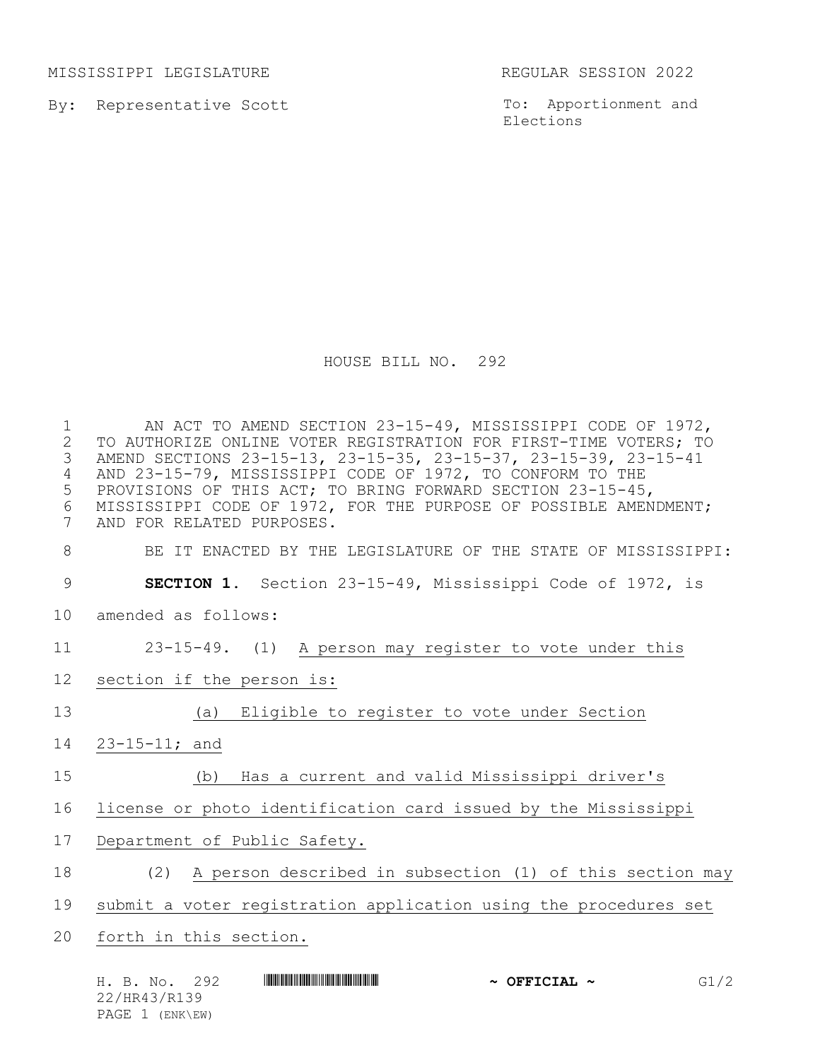MISSISSIPPI LEGISLATURE REGULAR SESSION 2022

By: Representative Scott

To: Apportionment and Elections

# HOUSE BILL NO. 292

AN ACT TO AMEND SECTION 23-15-49, MISSISSIPPI CODE OF 1972, TO AUTHORIZE ONLINE VOTER REGISTRATION FOR FIRST-TIME VOTERS; TO AMEND SECTIONS 23-15-13, 23-15-35, 23-15-37, 23-15-39, 23-15-41 AND 23-15-79, MISSISSIPPI CODE OF 1972, TO CONFORM TO THE PROVISIONS OF THIS ACT; TO BRING FORWARD SECTION 23-15-45, MISSISSIPPI CODE OF 1972, FOR THE PURPOSE OF POSSIBLE AMENDMENT; AND FOR RELATED PURPOSES.

BE IT ENACTED BY THE LEGISLATURE OF THE STATE OF MISSISSIPPI:

**SECTION 1.** Section 23-15-49, Mississippi Code of 1972, is amended as follows:

23-15-49. (1) A person may register to vote under this section if the person is:

(a) Eligible to register to vote under Section 23-15-11; and

(b) Has a current and valid Mississippi driver's license or photo identification card issued by the Mississippi Department of Public Safety.

(2) A person described in subsection (1) of this section may submit a voter registration application using the procedures set forth in this section.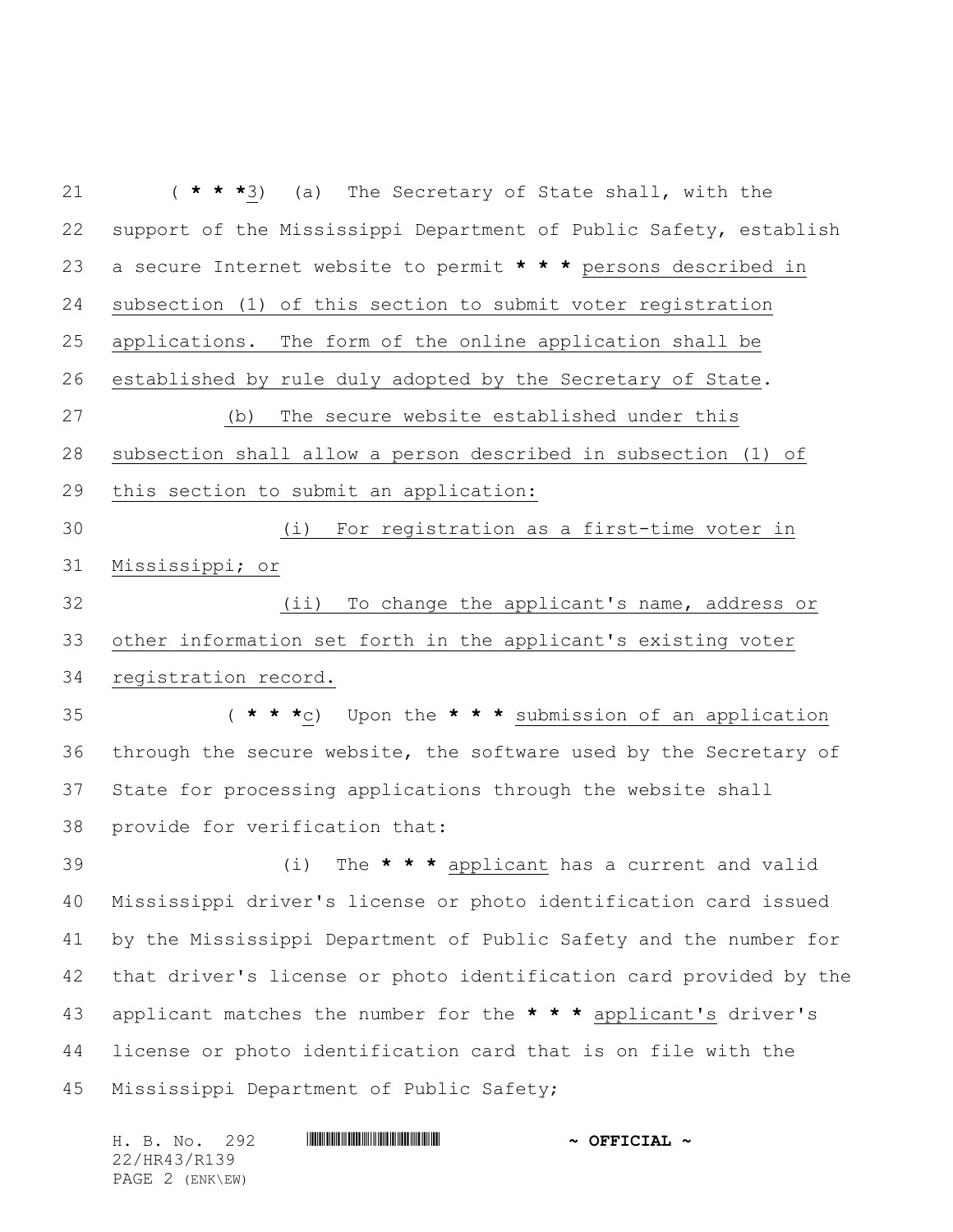( * * *3) (a) The Secretary of State shall, with the support of the Mississippi Department of Public Safety, establish a secure Internet website to permit * * * persons described in subsection (1) of this section to submit voter registration applications. The form of the online application shall be established by rule duly adopted by the Secretary of State.

(b) The secure website established under this subsection shall allow a person described in subsection (1) of this section to submit an application:

(i) For registration as a first-time voter in Mississippi; or

(ii) To change the applicant's name, address or other information set forth in the applicant's existing voter registration record.

( * * *c) Upon the * * * submission of an application through the secure website, the software used by the Secretary of State for processing applications through the website shall provide for verification that:

(i) The * * * applicant has a current and valid Mississippi driver's license or photo identification card issued by the Mississippi Department of Public Safety and the number for that driver's license or photo identification card provided by the applicant matches the number for the * * * applicant's driver's license or photo identification card that is on file with the Mississippi Department of Public Safety;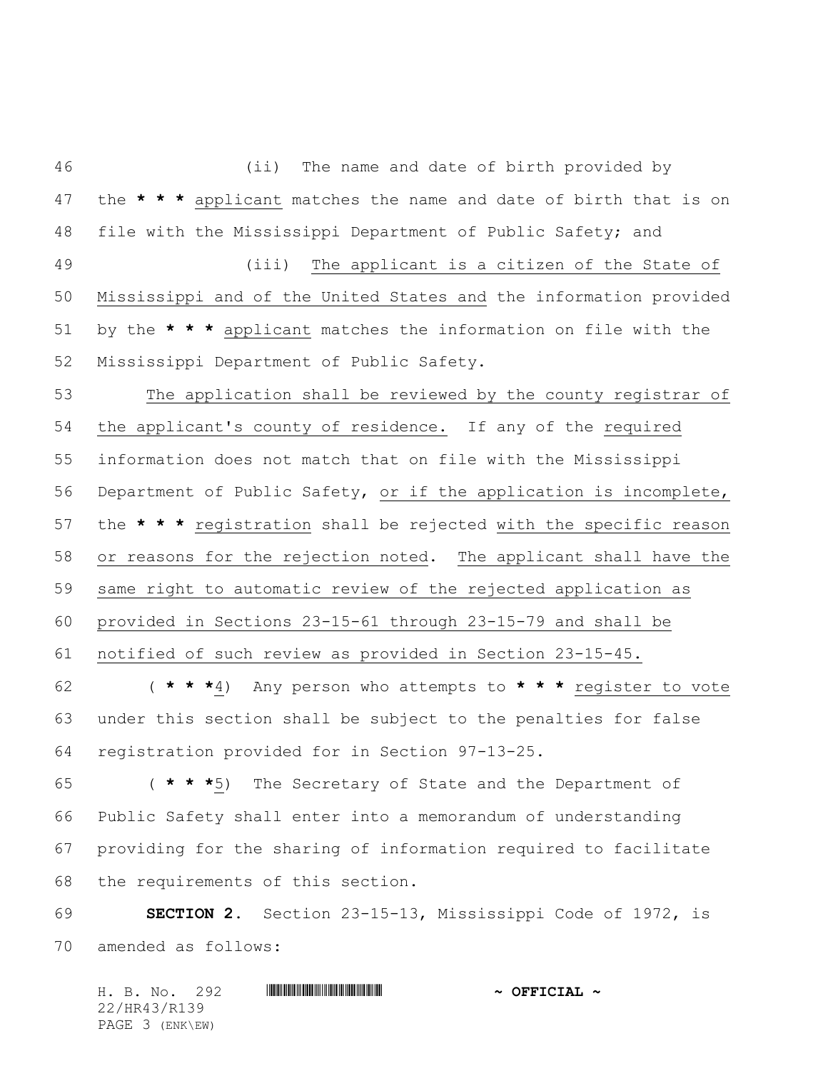(ii) The name and date of birth provided by the * * * applicant matches the name and date of birth that is on file with the Mississippi Department of Public Safety; and

(iii) The applicant is a citizen of the State of Mississippi and of the United States and the information provided by the * * * applicant matches the information on file with the Mississippi Department of Public Safety.

The application shall be reviewed by the county registrar of the applicant's county of residence. If any of the required information does not match that on file with the Mississippi Department of Public Safety, or if the application is incomplete, the * * * registration shall be rejected with the specific reason or reasons for the rejection noted. The applicant shall have the same right to automatic review of the rejected application as provided in Sections 23-15-61 through 23-15-79 and shall be notified of such review as provided in Section 23-15-45.

( * * *4) Any person who attempts to * * * register to vote under this section shall be subject to the penalties for false registration provided for in Section 97-13-25.

( * * *5) The Secretary of State and the Department of Public Safety shall enter into a memorandum of understanding providing for the sharing of information required to facilitate the requirements of this section.

**SECTION 2.** Section 23-15-13, Mississippi Code of 1972, is amended as follows: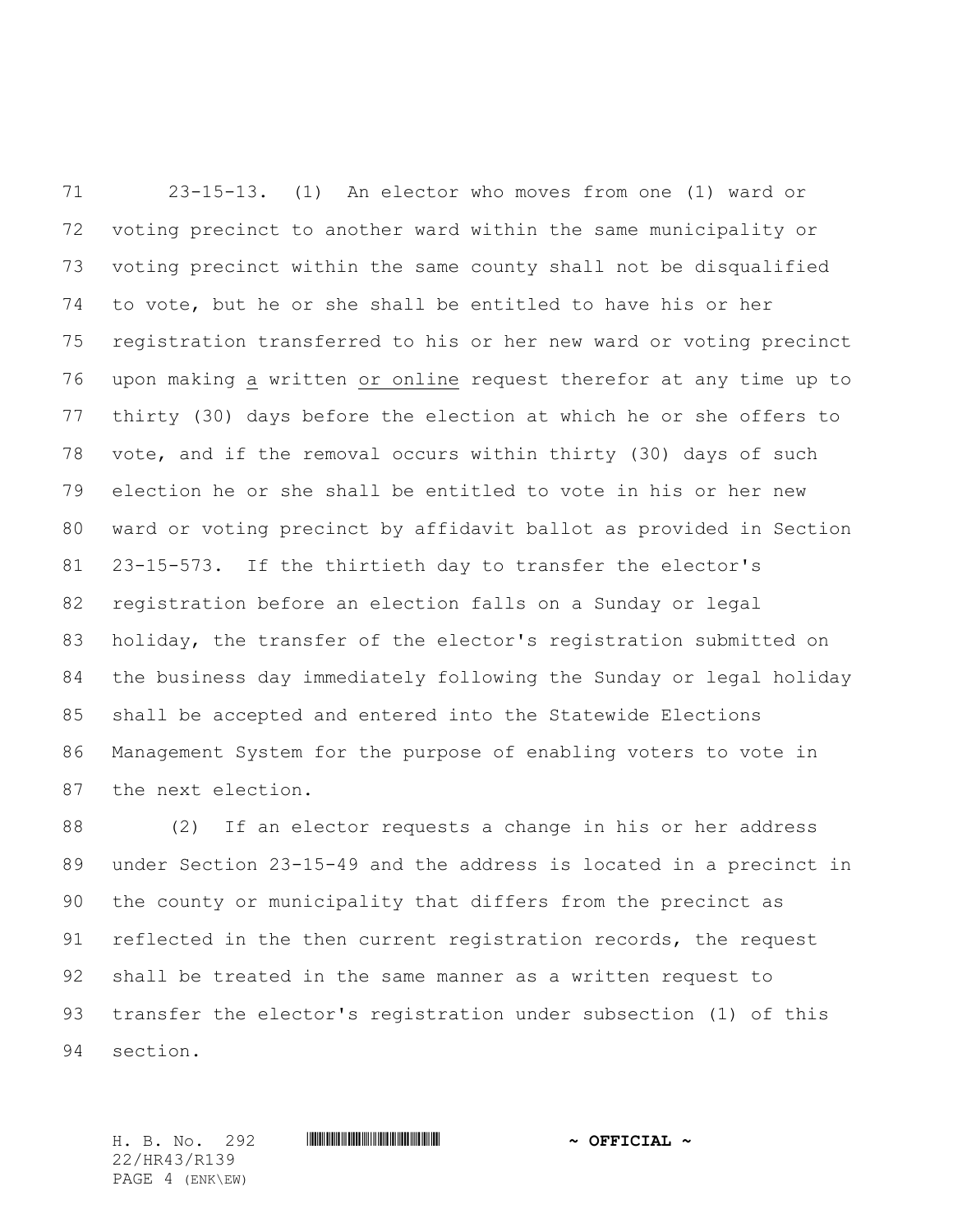23-15-13. (1) An elector who moves from one (1) ward or voting precinct to another ward within the same municipality or voting precinct within the same county shall not be disqualified to vote, but he or she shall be entitled to have his or her registration transferred to his or her new ward or voting precinct upon making a written or online request therefor at any time up to thirty (30) days before the election at which he or she offers to vote, and if the removal occurs within thirty (30) days of such election he or she shall be entitled to vote in his or her new ward or voting precinct by affidavit ballot as provided in Section 23-15-573. If the thirtieth day to transfer the elector's registration before an election falls on a Sunday or legal holiday, the transfer of the elector's registration submitted on the business day immediately following the Sunday or legal holiday shall be accepted and entered into the Statewide Elections Management System for the purpose of enabling voters to vote in the next election.

(2) If an elector requests a change in his or her address under Section 23-15-49 and the address is located in a precinct in the county or municipality that differs from the precinct as reflected in the then current registration records, the request shall be treated in the same manner as a written request to transfer the elector's registration under subsection (1) of this section.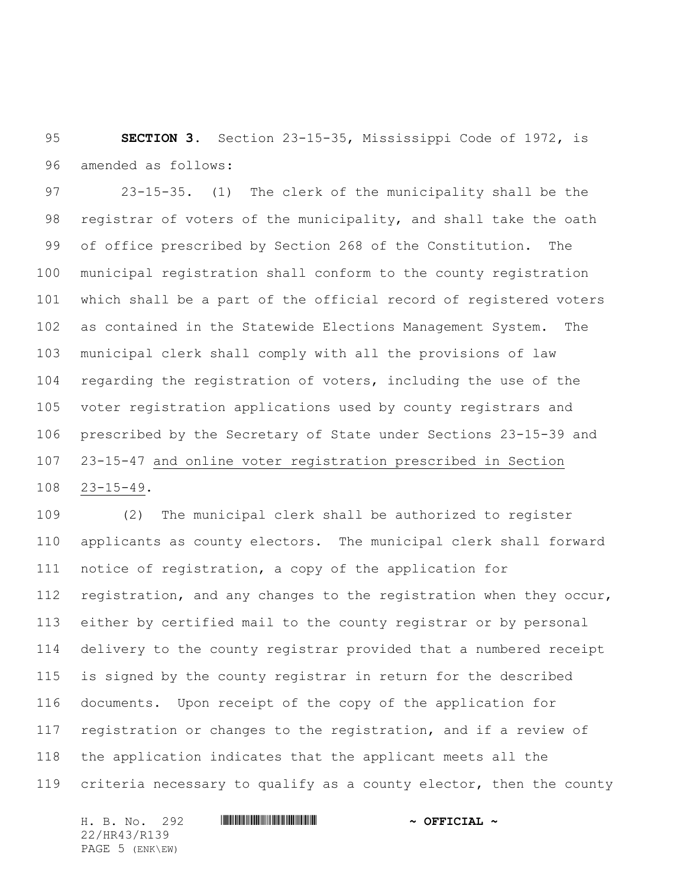**SECTION 3.** Section 23-15-35, Mississippi Code of 1972, is amended as follows:

23-15-35. (1) The clerk of the municipality shall be the registrar of voters of the municipality, and shall take the oath of office prescribed by Section 268 of the Constitution. The municipal registration shall conform to the county registration which shall be a part of the official record of registered voters as contained in the Statewide Elections Management System. The municipal clerk shall comply with all the provisions of law regarding the registration of voters, including the use of the voter registration applications used by county registrars and prescribed by the Secretary of State under Sections 23-15-39 and 23-15-47 <u>and online voter registration prescribed in Section 23-15-49</u>.

(2) The municipal clerk shall be authorized to register applicants as county electors. The municipal clerk shall forward notice of registration, a copy of the application for registration, and any changes to the registration when they occur, either by certified mail to the county registrar or by personal delivery to the county registrar provided that a numbered receipt is signed by the county registrar in return for the described documents. Upon receipt of the copy of the application for registration or changes to the registration, and if a review of the application indicates that the applicant meets all the criteria necessary to qualify as a county elector, then the county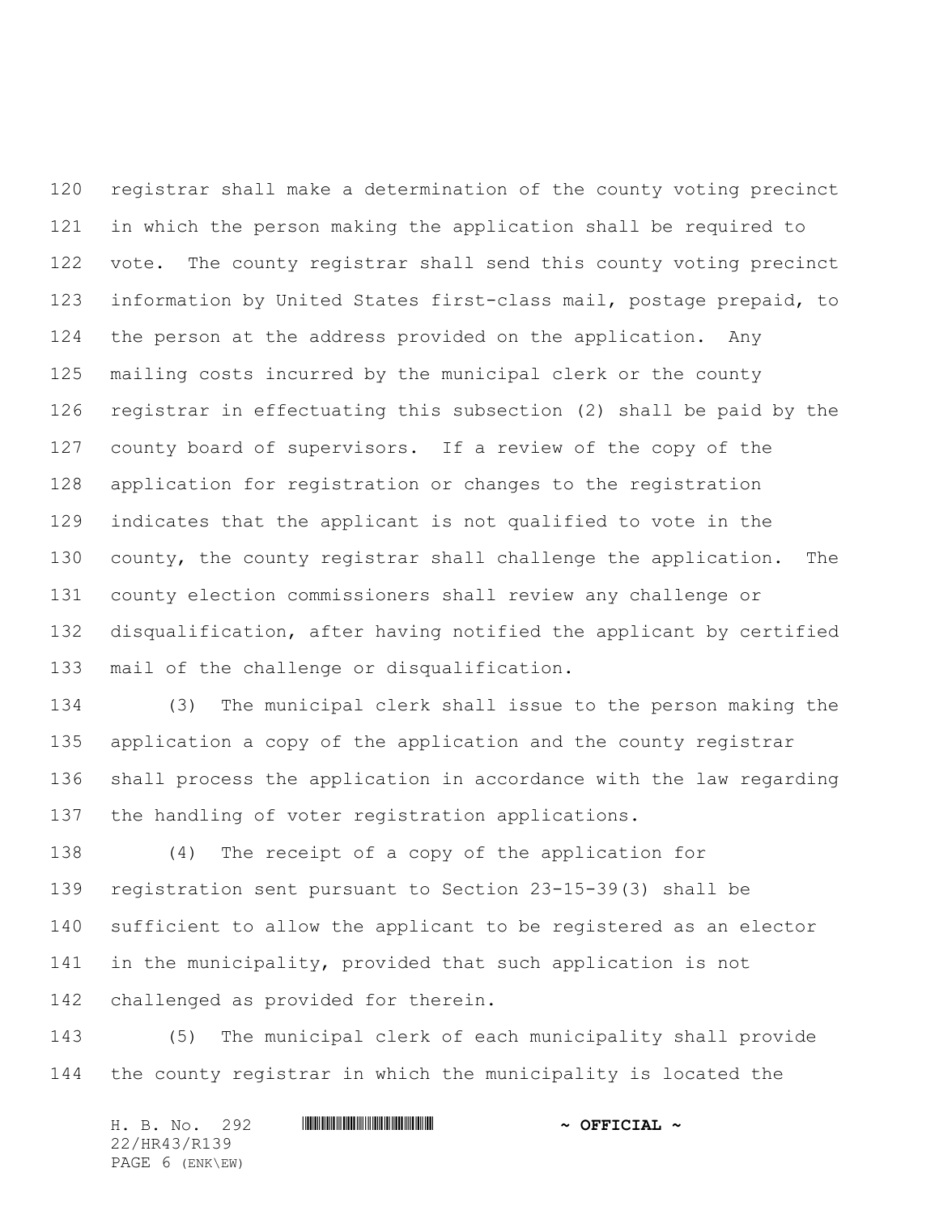registrar shall make a determination of the county voting precinct in which the person making the application shall be required to vote. The county registrar shall send this county voting precinct information by United States first-class mail, postage prepaid, to the person at the address provided on the application. Any mailing costs incurred by the municipal clerk or the county registrar in effectuating this subsection (2) shall be paid by the county board of supervisors. If a review of the copy of the application for registration or changes to the registration indicates that the applicant is not qualified to vote in the county, the county registrar shall challenge the application. The county election commissioners shall review any challenge or disqualification, after having notified the applicant by certified mail of the challenge or disqualification.

(3) The municipal clerk shall issue to the person making the application a copy of the application and the county registrar shall process the application in accordance with the law regarding the handling of voter registration applications.

(4) The receipt of a copy of the application for registration sent pursuant to Section 23-15-39(3) shall be sufficient to allow the applicant to be registered as an elector in the municipality, provided that such application is not challenged as provided for therein.

(5) The municipal clerk of each municipality shall provide the county registrar in which the municipality is located the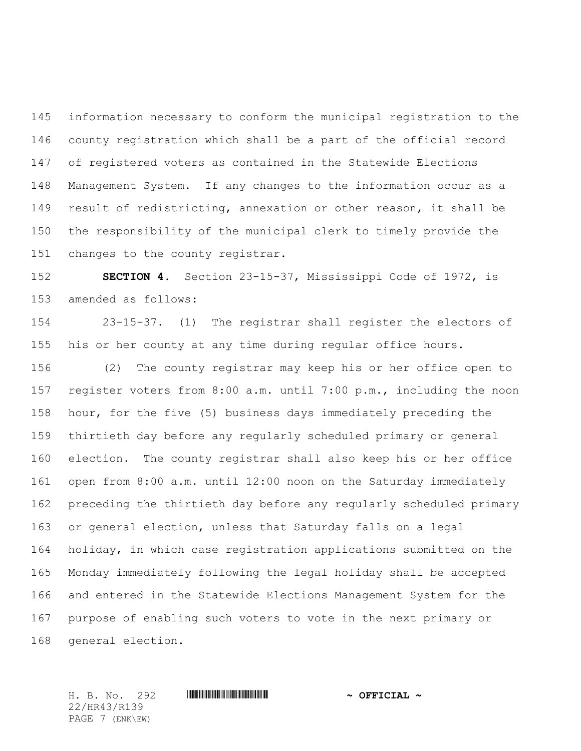information necessary to conform the municipal registration to the county registration which shall be a part of the official record of registered voters as contained in the Statewide Elections Management System. If any changes to the information occur as a result of redistricting, annexation or other reason, it shall be the responsibility of the municipal clerk to timely provide the changes to the county registrar.

**SECTION 4.** Section 23-15-37, Mississippi Code of 1972, is amended as follows:

23-15-37. (1) The registrar shall register the electors of his or her county at any time during regular office hours.

(2) The county registrar may keep his or her office open to register voters from 8:00 a.m. until 7:00 p.m., including the noon hour, for the five (5) business days immediately preceding the thirtieth day before any regularly scheduled primary or general election. The county registrar shall also keep his or her office open from 8:00 a.m. until 12:00 noon on the Saturday immediately preceding the thirtieth day before any regularly scheduled primary or general election, unless that Saturday falls on a legal holiday, in which case registration applications submitted on the Monday immediately following the legal holiday shall be accepted and entered in the Statewide Elections Management System for the purpose of enabling such voters to vote in the next primary or general election.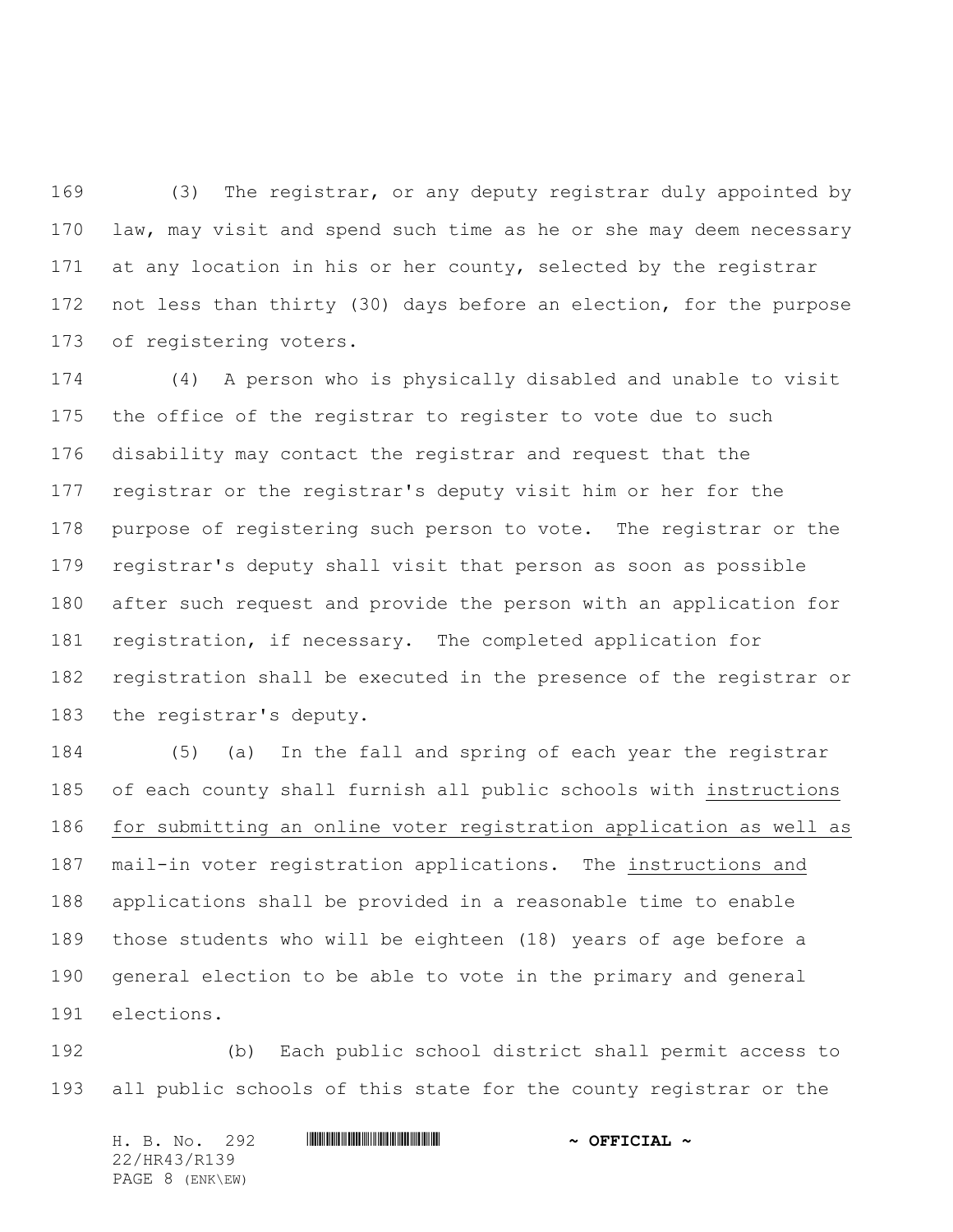(3) The registrar, or any deputy registrar duly appointed by law, may visit and spend such time as he or she may deem necessary at any location in his or her county, selected by the registrar not less than thirty (30) days before an election, for the purpose of registering voters.

(4) A person who is physically disabled and unable to visit the office of the registrar to register to vote due to such disability may contact the registrar and request that the registrar or the registrar's deputy visit him or her for the purpose of registering such person to vote. The registrar or the registrar's deputy shall visit that person as soon as possible after such request and provide the person with an application for registration, if necessary. The completed application for registration shall be executed in the presence of the registrar or the registrar's deputy.

(5) (a) In the fall and spring of each year the registrar of each county shall furnish all public schools with <u>instructions for submitting an online voter registration application as well as</u> mail-in voter registration applications. The <u>instructions and</u> applications shall be provided in a reasonable time to enable those students who will be eighteen (18) years of age before a general election to be able to vote in the primary and general elections.

(b) Each public school district shall permit access to all public schools of this state for the county registrar or the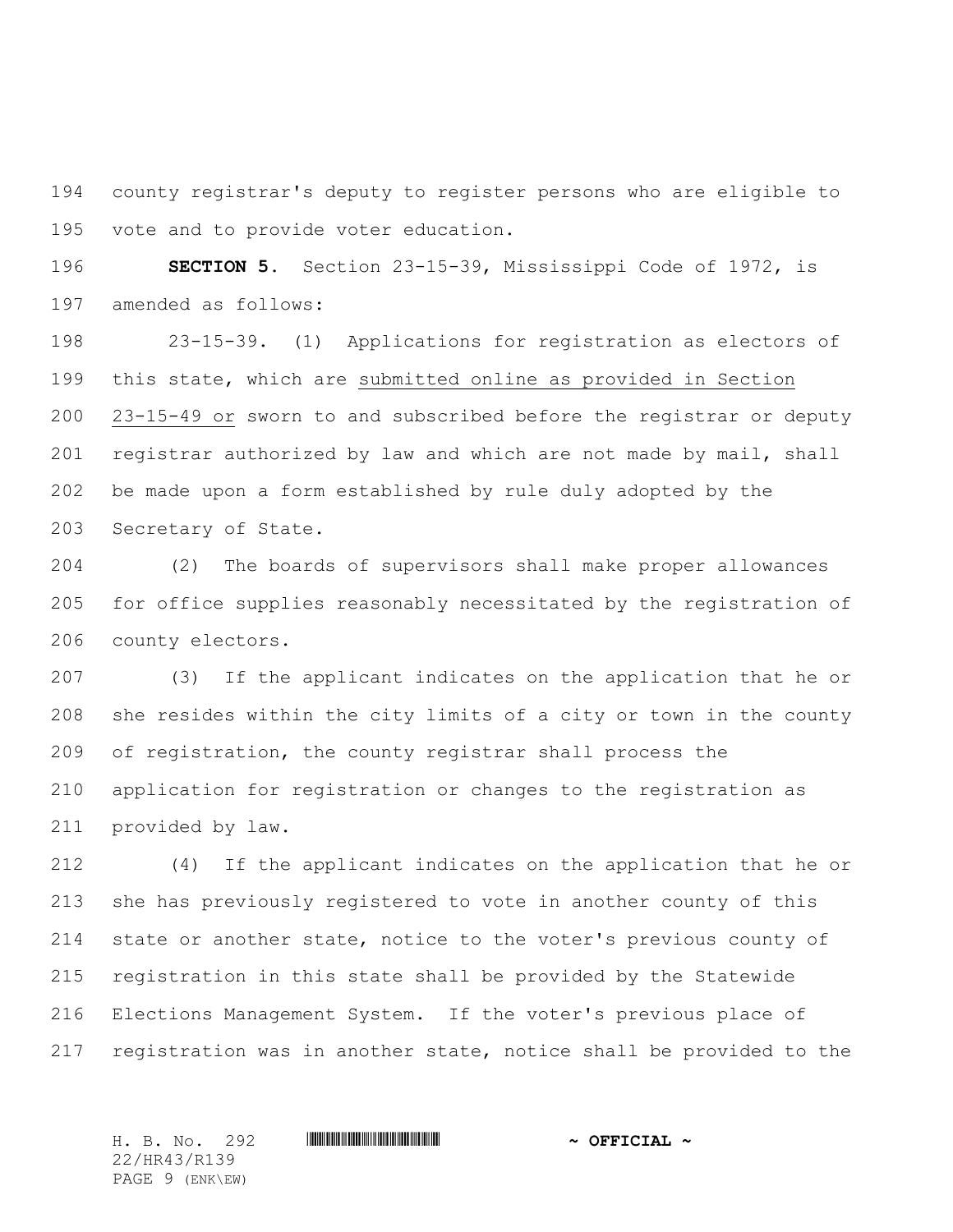county registrar's deputy to register persons who are eligible to vote and to provide voter education.

**SECTION 5.** Section 23-15-39, Mississippi Code of 1972, is amended as follows:

23-15-39. (1) Applications for registration as electors of this state, which are submitted online as provided in Section 23-15-49 or sworn to and subscribed before the registrar or deputy registrar authorized by law and which are not made by mail, shall be made upon a form established by rule duly adopted by the Secretary of State.

(2) The boards of supervisors shall make proper allowances for office supplies reasonably necessitated by the registration of county electors.

(3) If the applicant indicates on the application that he or she resides within the city limits of a city or town in the county of registration, the county registrar shall process the application for registration or changes to the registration as provided by law.

(4) If the applicant indicates on the application that he or she has previously registered to vote in another county of this state or another state, notice to the voter's previous county of registration in this state shall be provided by the Statewide Elections Management System. If the voter's previous place of registration was in another state, notice shall be provided to the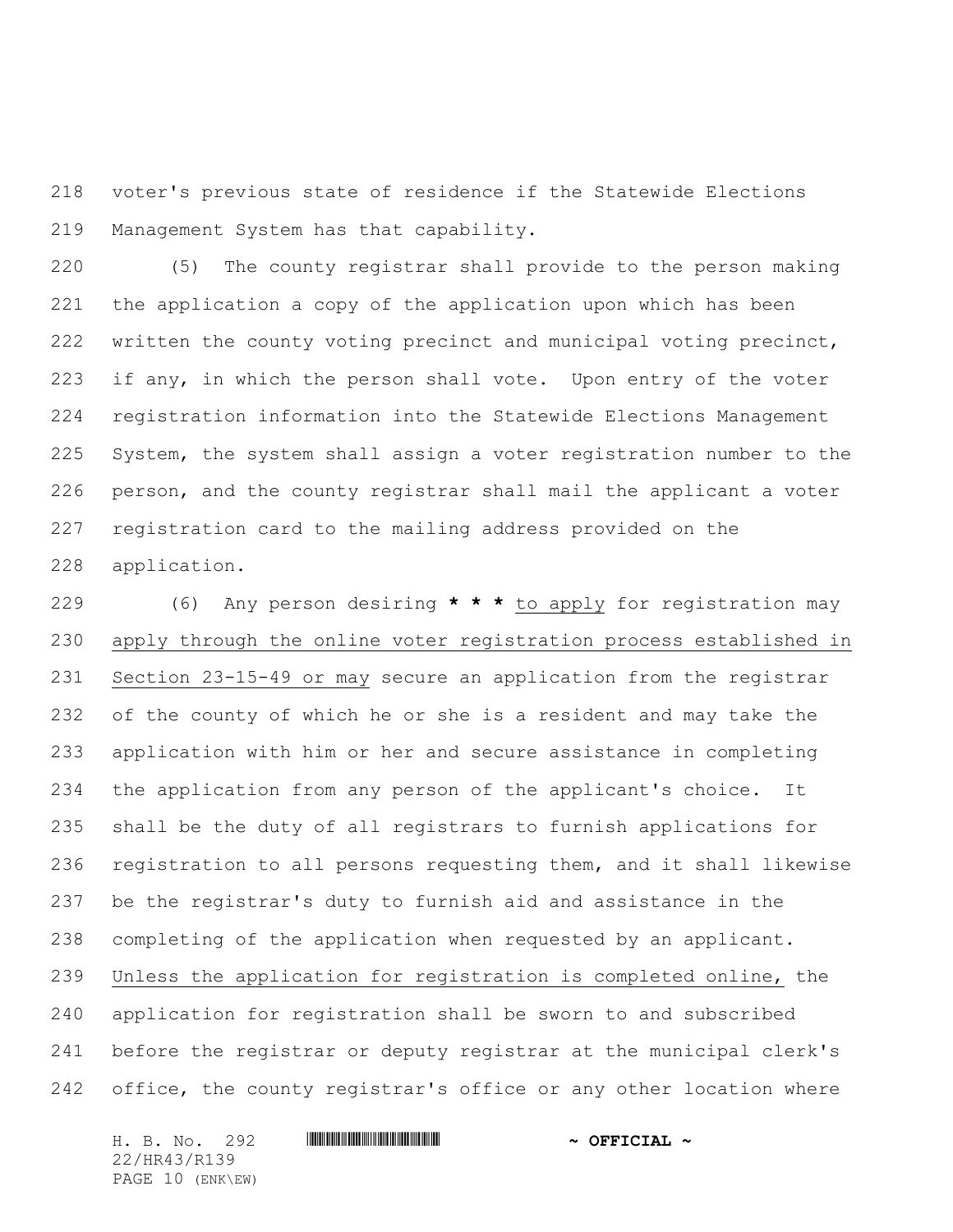voter's previous state of residence if the Statewide Elections Management System has that capability.

(5) The county registrar shall provide to the person making the application a copy of the application upon which has been written the county voting precinct and municipal voting precinct, if any, in which the person shall vote. Upon entry of the voter registration information into the Statewide Elections Management System, the system shall assign a voter registration number to the person, and the county registrar shall mail the applicant a voter registration card to the mailing address provided on the application.

(6) Any person desiring * * * <u>to apply</u> for registration may <u>apply through the online voter registration process established in Section 23-15-49 or may</u> secure an application from the registrar of the county of which he or she is a resident and may take the application with him or her and secure assistance in completing the application from any person of the applicant's choice. It shall be the duty of all registrars to furnish applications for registration to all persons requesting them, and it shall likewise be the registrar's duty to furnish aid and assistance in the completing of the application when requested by an applicant. <u>Unless the application for registration is completed online,</u> the application for registration shall be sworn to and subscribed before the registrar or deputy registrar at the municipal clerk's office, the county registrar's office or any other location where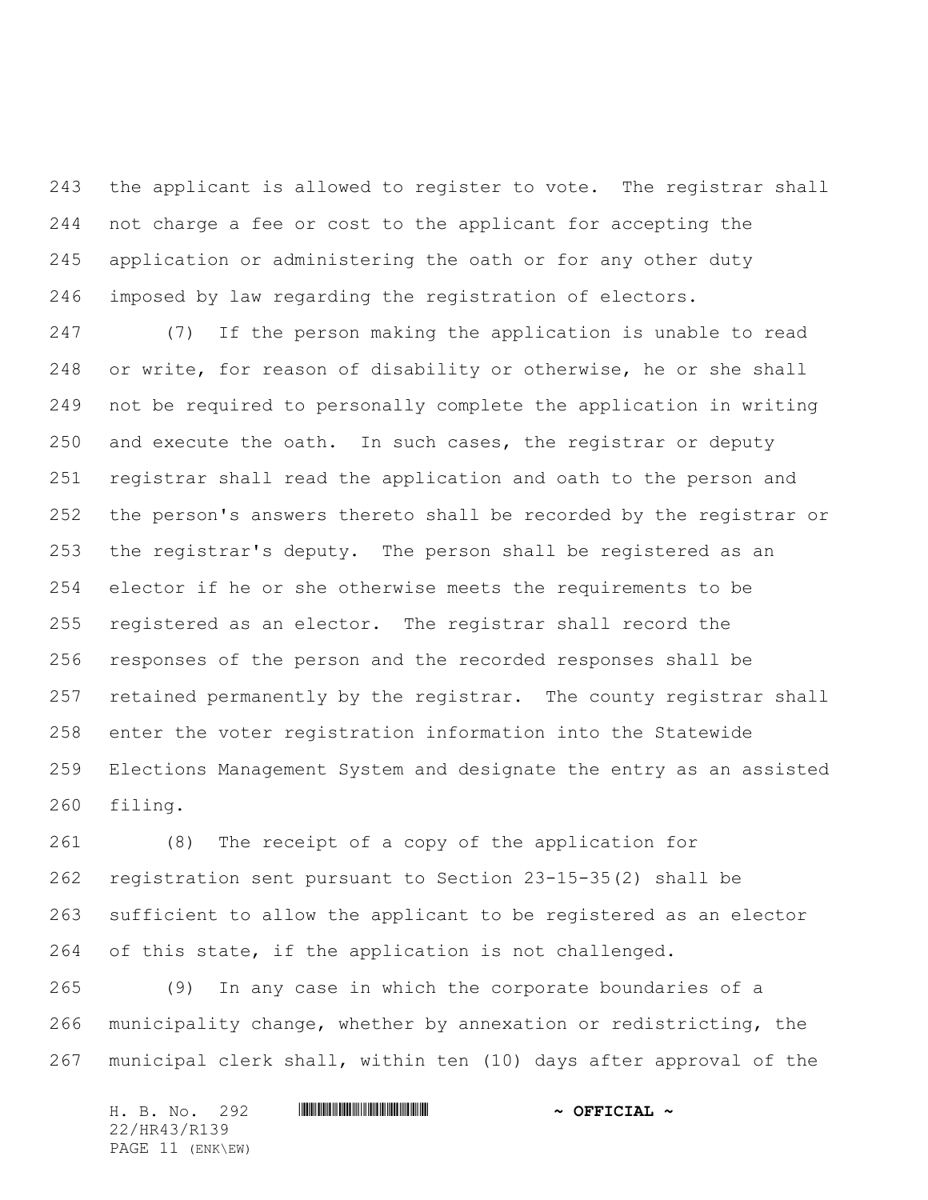the applicant is allowed to register to vote. The registrar shall not charge a fee or cost to the applicant for accepting the application or administering the oath or for any other duty imposed by law regarding the registration of electors.

(7) If the person making the application is unable to read or write, for reason of disability or otherwise, he or she shall not be required to personally complete the application in writing and execute the oath. In such cases, the registrar or deputy registrar shall read the application and oath to the person and the person's answers thereto shall be recorded by the registrar or the registrar's deputy. The person shall be registered as an elector if he or she otherwise meets the requirements to be registered as an elector. The registrar shall record the responses of the person and the recorded responses shall be retained permanently by the registrar. The county registrar shall enter the voter registration information into the Statewide Elections Management System and designate the entry as an assisted filing.

(8) The receipt of a copy of the application for registration sent pursuant to Section 23-15-35(2) shall be sufficient to allow the applicant to be registered as an elector of this state, if the application is not challenged.

(9) In any case in which the corporate boundaries of a municipality change, whether by annexation or redistricting, the municipal clerk shall, within ten (10) days after approval of the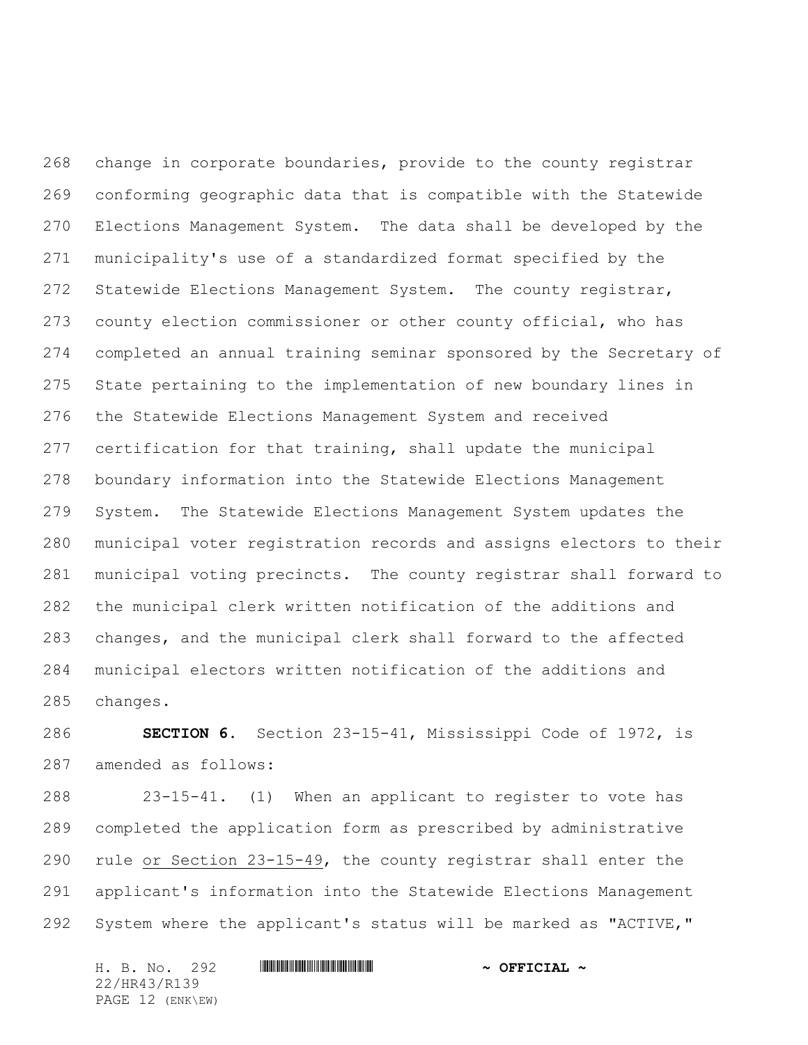change in corporate boundaries, provide to the county registrar conforming geographic data that is compatible with the Statewide Elections Management System. The data shall be developed by the municipality's use of a standardized format specified by the Statewide Elections Management System. The county registrar, county election commissioner or other county official, who has completed an annual training seminar sponsored by the Secretary of State pertaining to the implementation of new boundary lines in the Statewide Elections Management System and received certification for that training, shall update the municipal boundary information into the Statewide Elections Management System. The Statewide Elections Management System updates the municipal voter registration records and assigns electors to their municipal voting precincts. The county registrar shall forward to the municipal clerk written notification of the additions and changes, and the municipal clerk shall forward to the affected municipal electors written notification of the additions and changes.

**SECTION 6.** Section 23-15-41, Mississippi Code of 1972, is amended as follows:

23-15-41. (1) When an applicant to register to vote has completed the application form as prescribed by administrative rule <u>or Section 23-15-49</u>, the county registrar shall enter the applicant's information into the Statewide Elections Management System where the applicant's status will be marked as "ACTIVE,"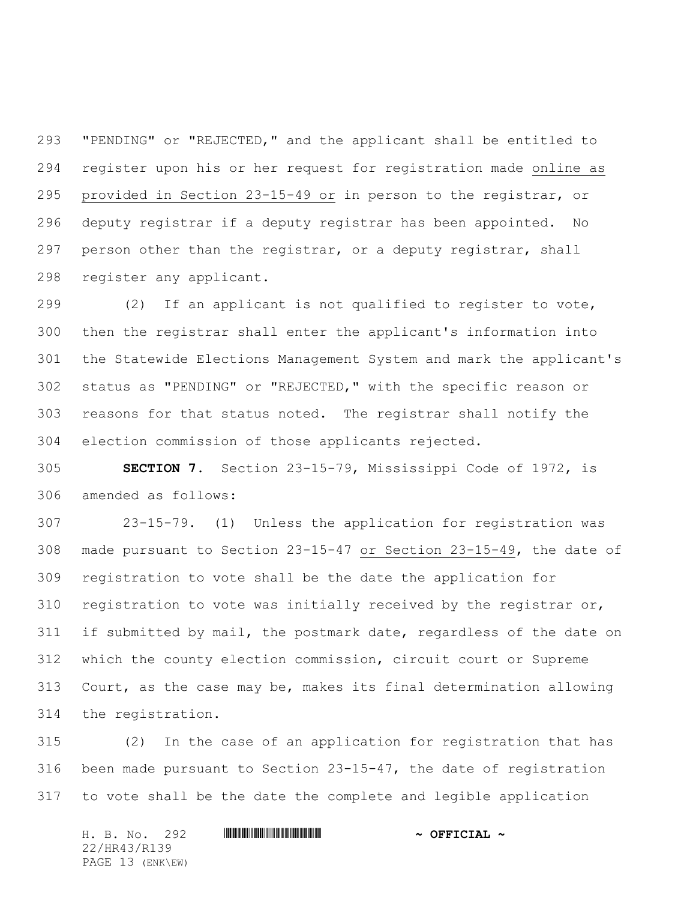"PENDING" or "REJECTED," and the applicant shall be entitled to register upon his or her request for registration made <u>online as provided in Section 23-15-49 or</u> in person to the registrar, or deputy registrar if a deputy registrar has been appointed. No person other than the registrar, or a deputy registrar, shall register any applicant.

(2) If an applicant is not qualified to register to vote, then the registrar shall enter the applicant's information into the Statewide Elections Management System and mark the applicant's status as "PENDING" or "REJECTED," with the specific reason or reasons for that status noted. The registrar shall notify the election commission of those applicants rejected.

**SECTION 7.** Section 23-15-79, Mississippi Code of 1972, is amended as follows:

23-15-79. (1) Unless the application for registration was made pursuant to Section 23-15-47 <u>or Section 23-15-49</u>, the date of registration to vote shall be the date the application for registration to vote was initially received by the registrar or, if submitted by mail, the postmark date, regardless of the date on which the county election commission, circuit court or Supreme Court, as the case may be, makes its final determination allowing the registration.

(2) In the case of an application for registration that has been made pursuant to Section 23-15-47, the date of registration to vote shall be the date the complete and legible application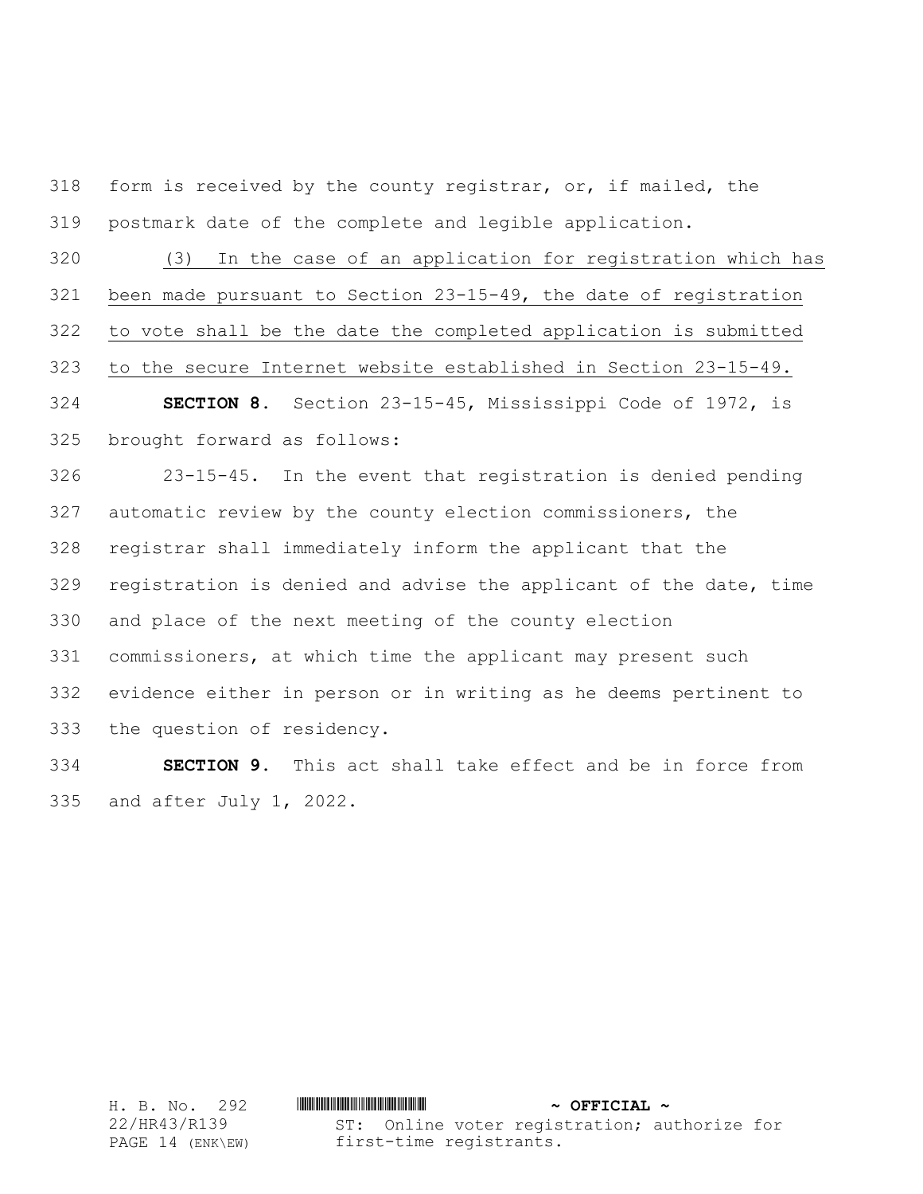form is received by the county registrar, or, if mailed, the postmark date of the complete and legible application.

(3) In the case of an application for registration which has been made pursuant to Section 23-15-49, the date of registration to vote shall be the date the completed application is submitted to the secure Internet website established in Section 23-15-49.

**SECTION 8.** Section 23-15-45, Mississippi Code of 1972, is brought forward as follows:

23-15-45. In the event that registration is denied pending automatic review by the county election commissioners, the registrar shall immediately inform the applicant that the registration is denied and advise the applicant of the date, time and place of the next meeting of the county election commissioners, at which time the applicant may present such evidence either in person or in writing as he deems pertinent to the question of residency.

**SECTION 9.** This act shall take effect and be in force from and after July 1, 2022.